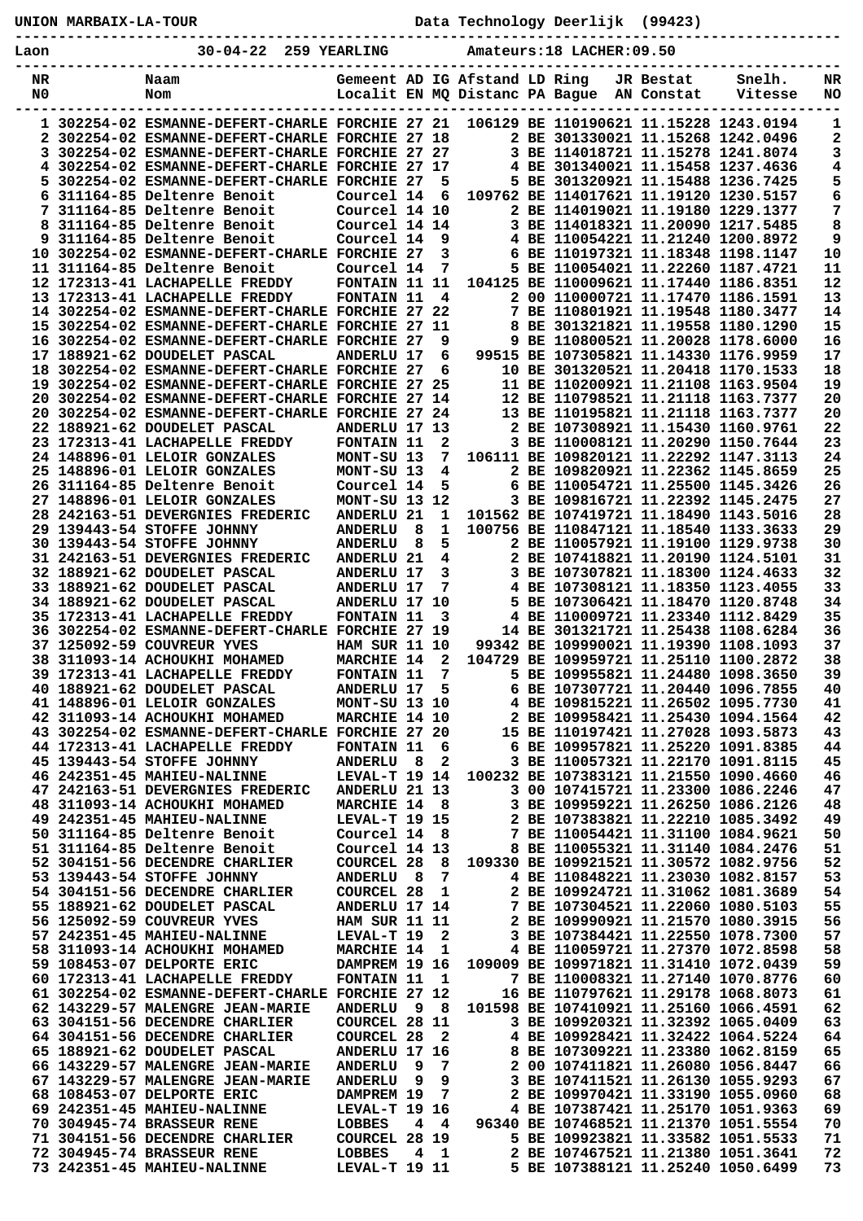UNION MARBAIX-LA-TOUR                    Data Technology Deerlijk (99423)

Laon                    30-04-22 259 YEARLING          Amateurs:18 LACHER:09.50

| NR<br>N0 | | Naam<br>Nom | Gemeent<br>Localit | AD<br>EN | IG<br>MQ | Afstand<br>Distanc | LD<br>PA | Ring<br>Bague | JR<br>AN | Bestat<br>Constat | Snelh.<br>Vitesse | NR<br>NO |
|---|---|---|---|---|---|---|---|---|---|---|---|---|
| 1 | 302254-02 | ESMANNE-DEFERT-CHARLE | FORCHIE | 27 | 21 | 106129 | BE | 1101906 | 21 | 11.15228 | 1243.0194 | 1 |
| 2 | 302254-02 | ESMANNE-DEFERT-CHARLE | FORCHIE | 27 | 18 | 2 | BE | 3013300 | 21 | 11.15268 | 1242.0496 | 2 |
| 3 | 302254-02 | ESMANNE-DEFERT-CHARLE | FORCHIE | 27 | 27 | 3 | BE | 1140187 | 21 | 11.15278 | 1241.8074 | 3 |
| 4 | 302254-02 | ESMANNE-DEFERT-CHARLE | FORCHIE | 27 | 17 | 4 | BE | 3013400 | 21 | 11.15458 | 1237.4636 | 4 |
| 5 | 302254-02 | ESMANNE-DEFERT-CHARLE | FORCHIE | 27 | 5 | 5 | BE | 3013209 | 21 | 11.15488 | 1236.7425 | 5 |
| 6 | 311164-85 | Deltenre Benoit | Courcel | 14 | 6 | 109762 | BE | 1140176 | 21 | 11.19120 | 1230.5157 | 6 |
| 7 | 311164-85 | Deltenre Benoit | Courcel | 14 | 10 | 2 | BE | 1140190 | 21 | 11.19180 | 1229.1377 | 7 |
| 8 | 311164-85 | Deltenre Benoit | Courcel | 14 | 14 | 3 | BE | 1140183 | 21 | 11.20090 | 1217.5485 | 8 |
| 9 | 311164-85 | Deltenre Benoit | Courcel | 14 | 9 | 4 | BE | 1100542 | 21 | 11.21240 | 1200.8972 | 9 |
| 10 | 302254-02 | ESMANNE-DEFERT-CHARLE | FORCHIE | 27 | 3 | 6 | BE | 1101973 | 21 | 11.18348 | 1198.1147 | 10 |
| 11 | 311164-85 | Deltenre Benoit | Courcel | 14 | 7 | 5 | BE | 1100542 | 21 | 11.22260 | 1187.4721 | 11 |
| 12 | 172313-41 | LACHAPELLE FREDDY | FONTAIN | 11 | 11 | 104125 | BE | 1100096 | 21 | 11.17440 | 1186.8351 | 12 |
| 13 | 172313-41 | LACHAPELLE FREDDY | FONTAIN | 11 | 4 | 2 | 00 | 1100007 | 21 | 11.17470 | 1186.1591 | 13 |
| 14 | 302254-02 | ESMANNE-DEFERT-CHARLE | FORCHIE | 27 | 22 | 7 | BE | 1108019 | 21 | 11.19548 | 1180.3477 | 14 |
| 15 | 302254-02 | ESMANNE-DEFERT-CHARLE | FORCHIE | 27 | 11 | 8 | BE | 3013218 | 21 | 11.19558 | 1180.1290 | 15 |
| 16 | 302254-02 | ESMANNE-DEFERT-CHARLE | FORCHIE | 27 | 9 | 9 | BE | 1108005 | 21 | 11.20028 | 1178.6000 | 16 |
| 17 | 188921-62 | DOUDELET PASCAL | ANDERLU | 17 | 6 | 99515 | BE | 1073058 | 21 | 11.14330 | 1176.9959 | 17 |
| 18 | 302254-02 | ESMANNE-DEFERT-CHARLE | FORCHIE | 27 | 6 | 10 | BE | 3013205 | 21 | 11.20418 | 1170.1533 | 18 |
| 19 | 302254-02 | ESMANNE-DEFERT-CHARLE | FORCHIE | 27 | 25 | 11 | BE | 1102009 | 21 | 11.21108 | 1163.9504 | 19 |
| 20 | 302254-02 | ESMANNE-DEFERT-CHARLE | FORCHIE | 27 | 14 | 12 | BE | 1107985 | 21 | 11.21118 | 1163.7377 | 20 |
| 20 | 302254-02 | ESMANNE-DEFERT-CHARLE | FORCHIE | 27 | 24 | 13 | BE | 1101958 | 21 | 11.21118 | 1163.7377 | 20 |
| 22 | 188921-62 | DOUDELET PASCAL | ANDERLU | 17 | 13 | 2 | BE | 1073089 | 21 | 11.15430 | 1160.9761 | 22 |
| 23 | 172313-41 | LACHAPELLE FREDDY | FONTAIN | 11 | 2 | 3 | BE | 1100081 | 21 | 11.20290 | 1150.7644 | 23 |
| 24 | 148896-01 | LELOIR GONZALES | MONT-SU | 13 | 7 | 106111 | BE | 1098201 | 21 | 11.22292 | 1147.3113 | 24 |
| 25 | 148896-01 | LELOIR GONZALES | MONT-SU | 13 | 4 | 2 | BE | 1098209 | 21 | 11.22362 | 1145.8659 | 25 |
| 26 | 311164-85 | Deltenre Benoit | Courcel | 14 | 5 | 6 | BE | 1100547 | 21 | 11.25500 | 1145.3426 | 26 |
| 27 | 148896-01 | LELOIR GONZALES | MONT-SU | 13 | 12 | 3 | BE | 1098163 | 21 | 11.22392 | 1145.2475 | 27 |
| 28 | 242163-51 | DEVERGNIES FREDERIC | ANDERLU | 21 | 1 | 101562 | BE | 1074197 | 21 | 11.18490 | 1143.5016 | 28 |
| 29 | 139443-54 | STOFFE JOHNNY | ANDERLU | 8 | 1 | 100756 | BE | 1108471 | 21 | 11.18540 | 1133.3633 | 29 |
| 30 | 139443-54 | STOFFE JOHNNY | ANDERLU | 8 | 5 | 2 | BE | 1100579 | 21 | 11.19100 | 1129.9738 | 30 |
| 31 | 242163-51 | DEVERGNIES FREDERIC | ANDERLU | 21 | 4 | 2 | BE | 1074188 | 21 | 11.20190 | 1124.5101 | 31 |
| 32 | 188921-62 | DOUDELET PASCAL | ANDERLU | 17 | 3 | 3 | BE | 1073078 | 21 | 11.18300 | 1124.4633 | 32 |
| 33 | 188921-62 | DOUDELET PASCAL | ANDERLU | 17 | 7 | 4 | BE | 1073081 | 21 | 11.18350 | 1123.4055 | 33 |
| 34 | 188921-62 | DOUDELET PASCAL | ANDERLU | 17 | 10 | 5 | BE | 1073064 | 21 | 11.18470 | 1120.8748 | 34 |
| 35 | 172313-41 | LACHAPELLE FREDDY | FONTAIN | 11 | 3 | 4 | BE | 1100097 | 21 | 11.23340 | 1112.8429 | 35 |
| 36 | 302254-02 | ESMANNE-DEFERT-CHARLE | FORCHIE | 27 | 19 | 14 | BE | 3013217 | 21 | 11.25438 | 1108.6284 | 36 |
| 37 | 125092-59 | COUVREUR YVES | HAM SUR | 11 | 10 | 99342 | BE | 1099900 | 21 | 11.19390 | 1108.1093 | 37 |
| 38 | 311093-14 | ACHOUKHI MOHAMED | MARCHIE | 14 | 2 | 104729 | BE | 1099597 | 21 | 11.25110 | 1100.2872 | 38 |
| 39 | 172313-41 | LACHAPELLE FREDDY | FONTAIN | 11 | 7 | 5 | BE | 1099558 | 21 | 11.24480 | 1098.3650 | 39 |
| 40 | 188921-62 | DOUDELET PASCAL | ANDERLU | 17 | 5 | 6 | BE | 1073077 | 21 | 11.20440 | 1096.7855 | 40 |
| 41 | 148896-01 | LELOIR GONZALES | MONT-SU | 13 | 10 | 4 | BE | 1098151 | 21 | 11.26502 | 1095.7730 | 41 |
| 42 | 311093-14 | ACHOUKHI MOHAMED | MARCHIE | 14 | 10 | 2 | BE | 1099584 | 21 | 11.25430 | 1094.1564 | 42 |
| 43 | 302254-02 | ESMANNE-DEFERT-CHARLE | FORCHIE | 27 | 20 | 15 | BE | 1101974 | 21 | 11.27028 | 1093.5873 | 43 |
| 44 | 172313-41 | LACHAPELLE FREDDY | FONTAIN | 11 | 6 | 6 | BE | 1099571 | 21 | 11.25220 | 1091.8385 | 44 |
| 45 | 139443-54 | STOFFE JOHNNY | ANDERLU | 8 | 2 | 3 | BE | 1100573 | 21 | 11.22170 | 1091.8115 | 45 |
| 46 | 242351-45 | MAHIEU-NALINNE | LEVAL-T | 19 | 14 | 100232 | BE | 1073831 | 21 | 11.21550 | 1090.4660 | 46 |
| 47 | 242163-51 | DEVERGNIES FREDERIC | ANDERLU | 21 | 13 | 3 | 00 | 1074157 | 21 | 11.23300 | 1086.2246 | 47 |
| 48 | 311093-14 | ACHOUKHI MOHAMED | MARCHIE | 14 | 8 | 3 | BE | 1099592 | 21 | 11.26250 | 1086.2126 | 48 |
| 49 | 242351-45 | MAHIEU-NALINNE | LEVAL-T | 19 | 15 | 2 | BE | 1073838 | 21 | 11.22210 | 1085.3492 | 49 |
| 50 | 311164-85 | Deltenre Benoit | Courcel | 14 | 8 | 7 | BE | 1100544 | 21 | 11.31100 | 1084.9621 | 50 |
| 51 | 311164-85 | Deltenre Benoit | Courcel | 14 | 13 | 8 | BE | 1100553 | 21 | 11.31140 | 1084.2476 | 51 |
| 52 | 304151-56 | DECENDRE CHARLIER | COURCEL | 28 | 8 | 109330 | BE | 1099215 | 21 | 11.30572 | 1082.9756 | 52 |
| 53 | 139443-54 | STOFFE JOHNNY | ANDERLU | 8 | 7 | 4 | BE | 1108482 | 21 | 11.23030 | 1082.8157 | 53 |
| 54 | 304151-56 | DECENDRE CHARLIER | COURCEL | 28 | 1 | 2 | BE | 1099247 | 21 | 11.31062 | 1081.3689 | 54 |
| 55 | 188921-62 | DOUDELET PASCAL | ANDERLU | 17 | 14 | 7 | BE | 1073048 | 21 | 11.22060 | 1080.5103 | 55 |
| 56 | 125092-59 | COUVREUR YVES | HAM SUR | 11 | 11 | 2 | BE | 1099909 | 21 | 11.21570 | 1080.3915 | 56 |
| 57 | 242351-45 | MAHIEU-NALINNE | LEVAL-T | 19 | 2 | 3 | BE | 1073844 | 21 | 11.22550 | 1078.7300 | 57 |
| 58 | 311093-14 | ACHOUKHI MOHAMED | MARCHIE | 14 | 1 | 4 | BE | 1100597 | 21 | 11.27370 | 1072.8598 | 58 |
| 59 | 108453-07 | DELPORTE ERIC | DAMPREM | 19 | 16 | 109009 | BE | 1099718 | 21 | 11.31410 | 1072.0439 | 59 |
| 60 | 172313-41 | LACHAPELLE FREDDY | FONTAIN | 11 | 1 | 7 | BE | 1100083 | 21 | 11.27140 | 1070.8776 | 60 |
| 61 | 302254-02 | ESMANNE-DEFERT-CHARLE | FORCHIE | 27 | 12 | 16 | BE | 1107976 | 21 | 11.29178 | 1068.8073 | 61 |
| 62 | 143229-57 | MALENGRE JEAN-MARIE | ANDERLU | 9 | 8 | 101598 | BE | 1074109 | 21 | 11.25160 | 1066.4591 | 62 |
| 63 | 304151-56 | DECENDRE CHARLIER | COURCEL | 28 | 11 | 3 | BE | 1099203 | 21 | 11.32392 | 1065.0409 | 63 |
| 64 | 304151-56 | DECENDRE CHARLIER | COURCEL | 28 | 2 | 4 | BE | 1099284 | 21 | 11.32422 | 1064.5224 | 64 |
| 65 | 188921-62 | DOUDELET PASCAL | ANDERLU | 17 | 16 | 8 | BE | 1073092 | 21 | 11.23380 | 1062.8159 | 65 |
| 66 | 143229-57 | MALENGRE JEAN-MARIE | ANDERLU | 9 | 7 | 2 | 00 | 1074118 | 21 | 11.26080 | 1056.8447 | 66 |
| 67 | 143229-57 | MALENGRE JEAN-MARIE | ANDERLU | 9 | 9 | 3 | BE | 1074115 | 21 | 11.26130 | 1055.9293 | 67 |
| 68 | 108453-07 | DELPORTE ERIC | DAMPREM | 19 | 7 | 2 | BE | 1099704 | 21 | 11.33190 | 1055.0960 | 68 |
| 69 | 242351-45 | MAHIEU-NALINNE | LEVAL-T | 19 | 16 | 4 | BE | 1073874 | 21 | 11.25170 | 1051.9363 | 69 |
| 70 | 304945-74 | BRASSEUR RENE | LOBBES | 4 | 4 | 96340 | BE | 1074685 | 21 | 11.21370 | 1051.5554 | 70 |
| 71 | 304151-56 | DECENDRE CHARLIER | COURCEL | 28 | 19 | 5 | BE | 1099238 | 21 | 11.33582 | 1051.5533 | 71 |
| 72 | 304945-74 | BRASSEUR RENE | LOBBES | 4 | 1 | 2 | BE | 1074678 | 21 | 11.21380 | 1051.3641 | 72 |
| 73 | 242351-45 | MAHIEU-NALINNE | LEVAL-T | 19 | 11 | 5 | BE | 1073881 | 21 | 11.25240 | 1050.6499 | 73 |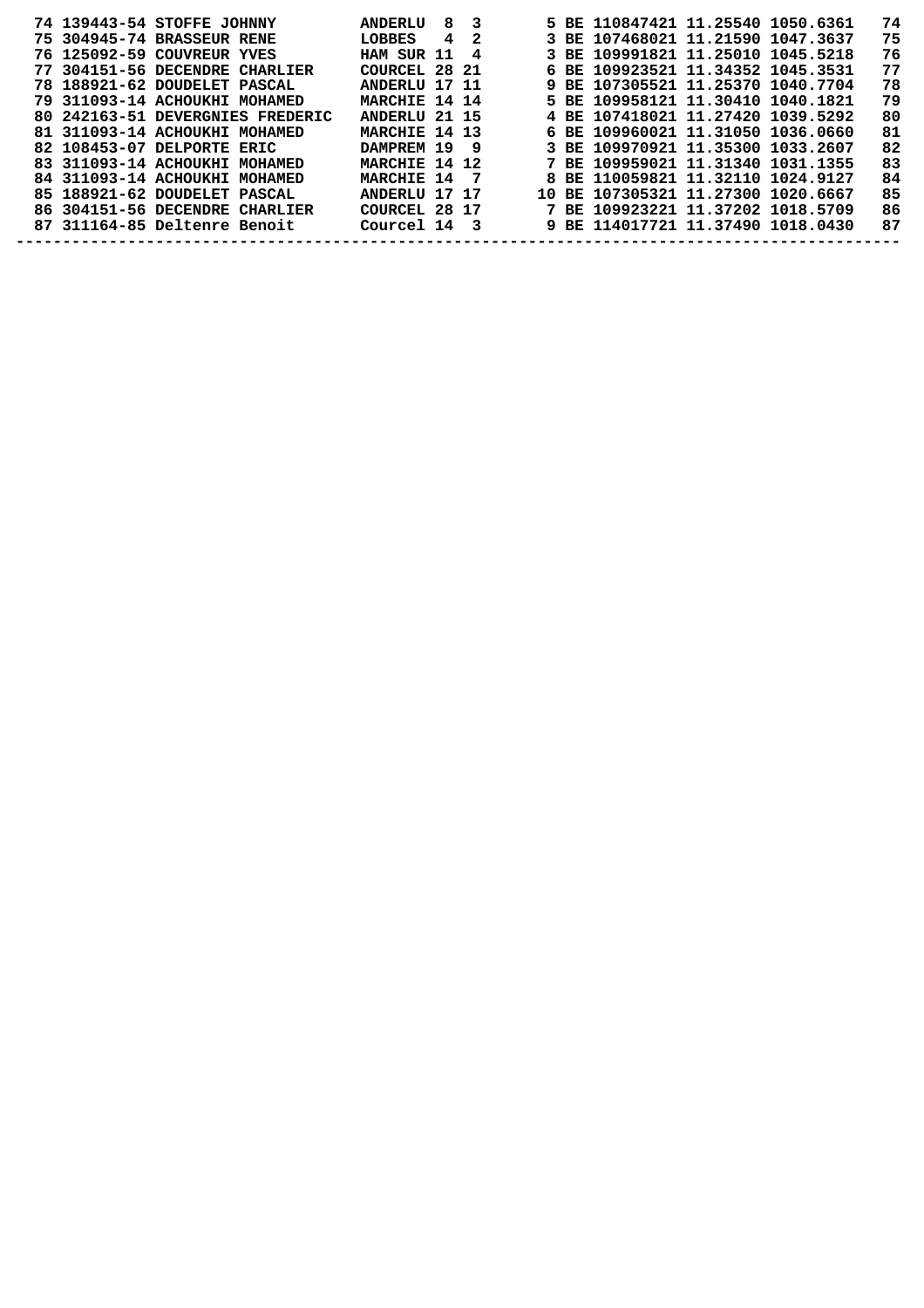| | | | | | | | | | | | |
|---|---|---|---|---|---|---|---|---|---|---|---|
| 74 | 139443-54 | STOFFE JOHNNY | ANDERLU | 8 | 3 | 5 | BE 110847421 | 11.25540 | 1050.6361 | 74 |
| 75 | 304945-74 | BRASSEUR RENE | LOBBES | 4 | 2 | 3 | BE 107468021 | 11.21590 | 1047.3637 | 75 |
| 76 | 125092-59 | COUVREUR YVES | HAM SUR | 11 | 4 | 3 | BE 109991821 | 11.25010 | 1045.5218 | 76 |
| 77 | 304151-56 | DECENDRE CHARLIER | COURCEL | 28 | 21 | 6 | BE 109923521 | 11.34352 | 1045.3531 | 77 |
| 78 | 188921-62 | DOUDELET PASCAL | ANDERLU | 17 | 11 | 9 | BE 107305521 | 11.25370 | 1040.7704 | 78 |
| 79 | 311093-14 | ACHOUKHI MOHAMED | MARCHIE | 14 | 14 | 5 | BE 109958121 | 11.30410 | 1040.1821 | 79 |
| 80 | 242163-51 | DEVERGNIES FREDERIC | ANDERLU | 21 | 15 | 4 | BE 107418021 | 11.27420 | 1039.5292 | 80 |
| 81 | 311093-14 | ACHOUKHI MOHAMED | MARCHIE | 14 | 13 | 6 | BE 109960021 | 11.31050 | 1036.0660 | 81 |
| 82 | 108453-07 | DELPORTE ERIC | DAMPREM | 19 | 9 | 3 | BE 109970921 | 11.35300 | 1033.2607 | 82 |
| 83 | 311093-14 | ACHOUKHI MOHAMED | MARCHIE | 14 | 12 | 7 | BE 109959021 | 11.31340 | 1031.1355 | 83 |
| 84 | 311093-14 | ACHOUKHI MOHAMED | MARCHIE | 14 | 7 | 8 | BE 110059821 | 11.32110 | 1024.9127 | 84 |
| 85 | 188921-62 | DOUDELET PASCAL | ANDERLU | 17 | 17 | 10 | BE 107305321 | 11.27300 | 1020.6667 | 85 |
| 86 | 304151-56 | DECENDRE CHARLIER | COURCEL | 28 | 17 | 7 | BE 109923221 | 11.37202 | 1018.5709 | 86 |
| 87 | 311164-85 | Deltenre Benoit | Courcel | 14 | 3 | 9 | BE 114017721 | 11.37490 | 1018.0430 | 87 |